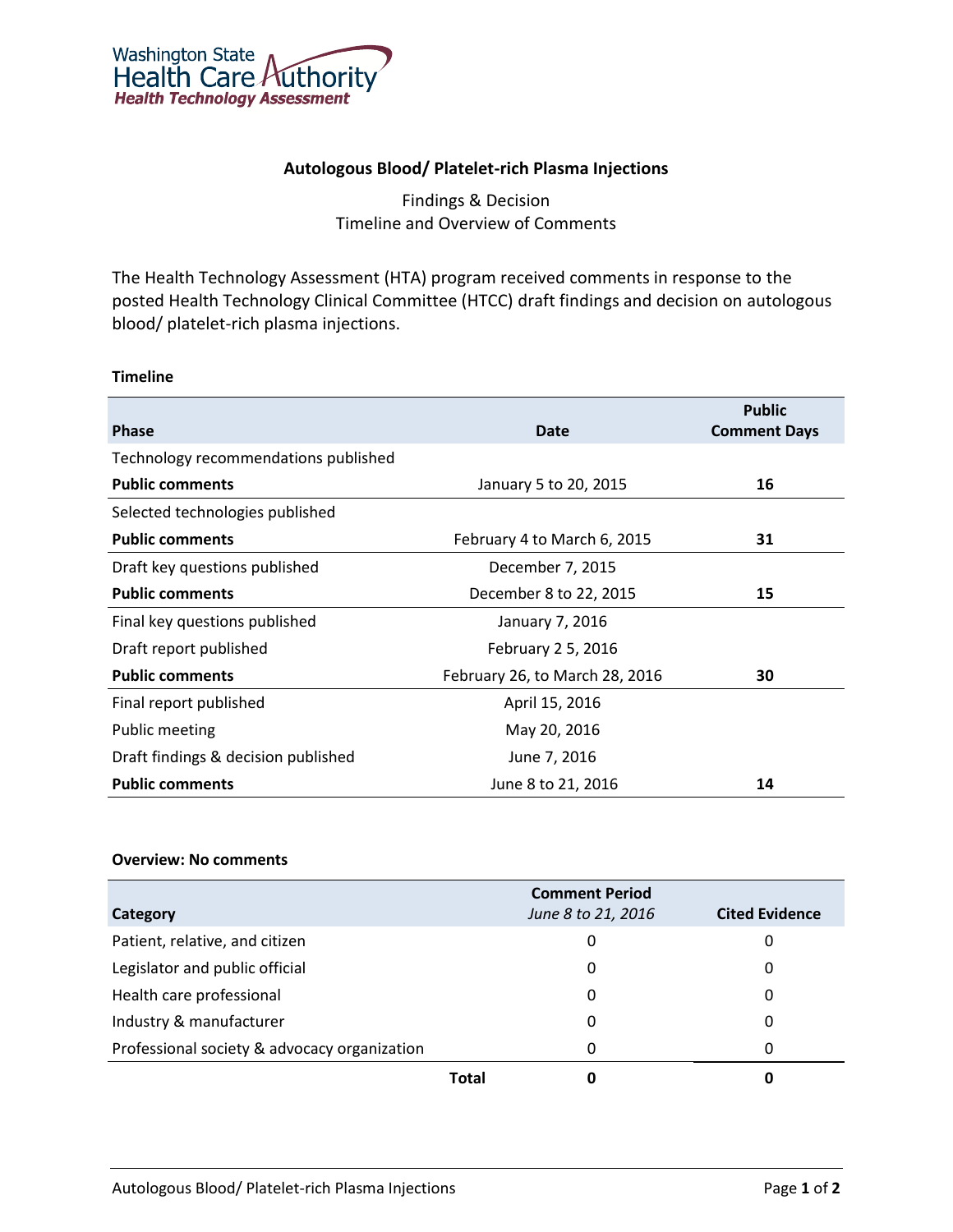Washington State Health Care Authority
Health Technology Assessment

## Autologous Blood/ Platelet-rich Plasma Injections

Findings & Decision
Timeline and Overview of Comments

The Health Technology Assessment (HTA) program received comments in response to the posted Health Technology Clinical Committee (HTCC) draft findings and decision on autologous blood/ platelet-rich plasma injections.

**Timeline**

| Phase | Date | Public Comment Days |
|---|---|---|
| Technology recommendations published | | |
| **Public comments** | January 5 to 20, 2015 | **16** |
| Selected technologies published | | |
| **Public comments** | February 4 to March 6, 2015 | **31** |
| Draft key questions published | December 7, 2015 | |
| **Public comments** | December 8 to 22, 2015 | **15** |
| Final key questions published | January 7, 2016 | |
| Draft report published | February 2 5, 2016 | |
| **Public comments** | February 26, to March 28, 2016 | **30** |
| Final report published | April 15, 2016 | |
| Public meeting | May 20, 2016 | |
| Draft findings & decision published | June 7, 2016 | |
| **Public comments** | June 8 to 21, 2016 | **14** |

**Overview: No comments**

| Category | Comment Period *June 8 to 21, 2016* | Cited Evidence |
|---|---|---|
| Patient, relative, and citizen | 0 | 0 |
| Legislator and public official | 0 | 0 |
| Health care professional | 0 | 0 |
| Industry & manufacturer | 0 | 0 |
| Professional society & advocacy organization | 0 | 0 |
| **Total** | **0** | **0** |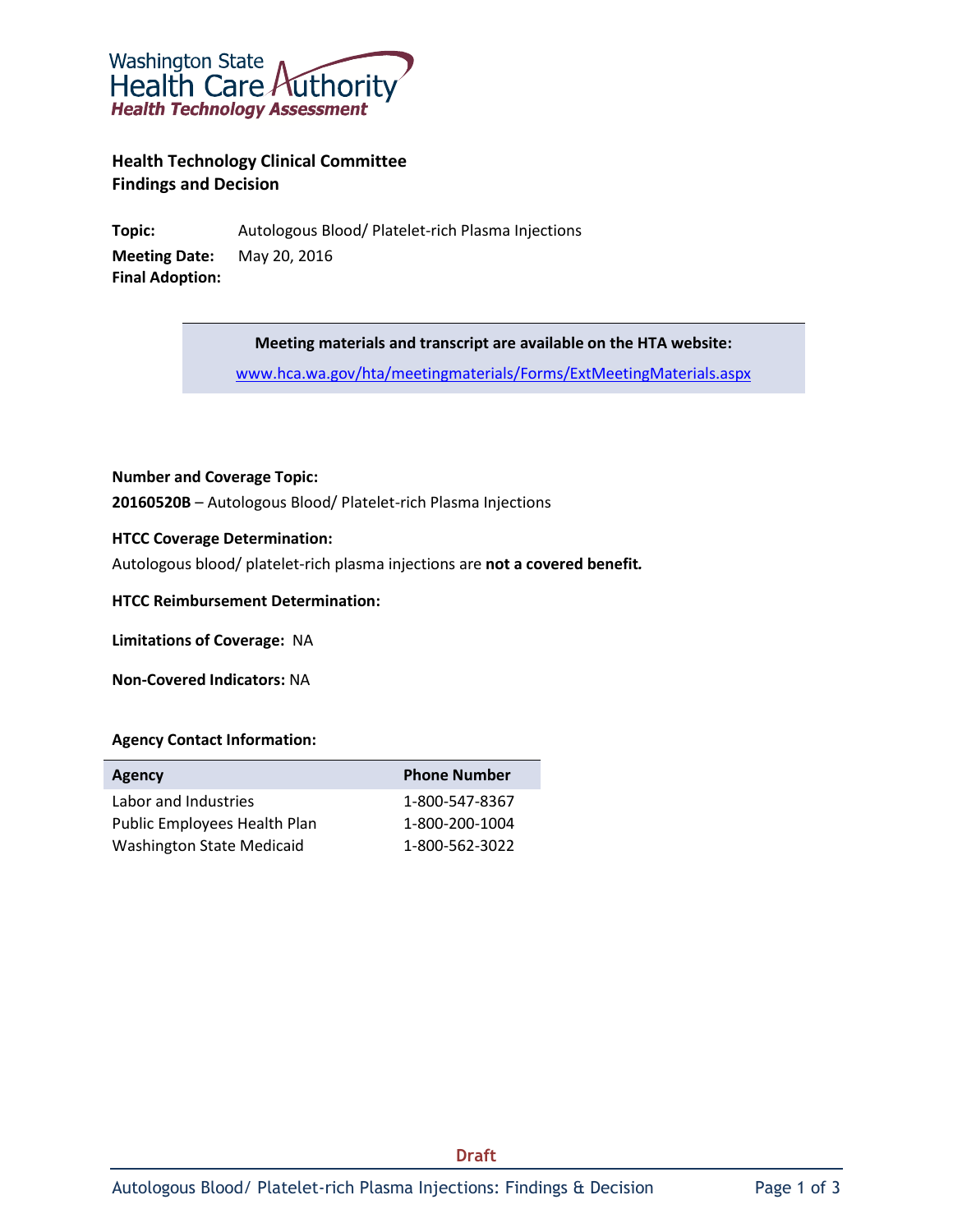Washington State Health Care Authority
*Health Technology Assessment*

## Health Technology Clinical Committee
## Findings and Decision

**Topic:** Autologous Blood/ Platelet-rich Plasma Injections
**Meeting Date:** May 20, 2016
**Final Adoption:**

**Meeting materials and transcript are available on the HTA website:**

www.hca.wa.gov/hta/meetingmaterials/Forms/ExtMeetingMaterials.aspx

**Number and Coverage Topic:**

**20160520B** – Autologous Blood/ Platelet-rich Plasma Injections

**HTCC Coverage Determination:**

Autologous blood/ platelet-rich plasma injections are **not a covered benefit.**

**HTCC Reimbursement Determination:**

**Limitations of Coverage:** NA

**Non-Covered Indicators:** NA

**Agency Contact Information:**

| Agency | Phone Number |
|---|---|
| Labor and Industries | 1-800-547-8367 |
| Public Employees Health Plan | 1-800-200-1004 |
| Washington State Medicaid | 1-800-562-3022 |

Draft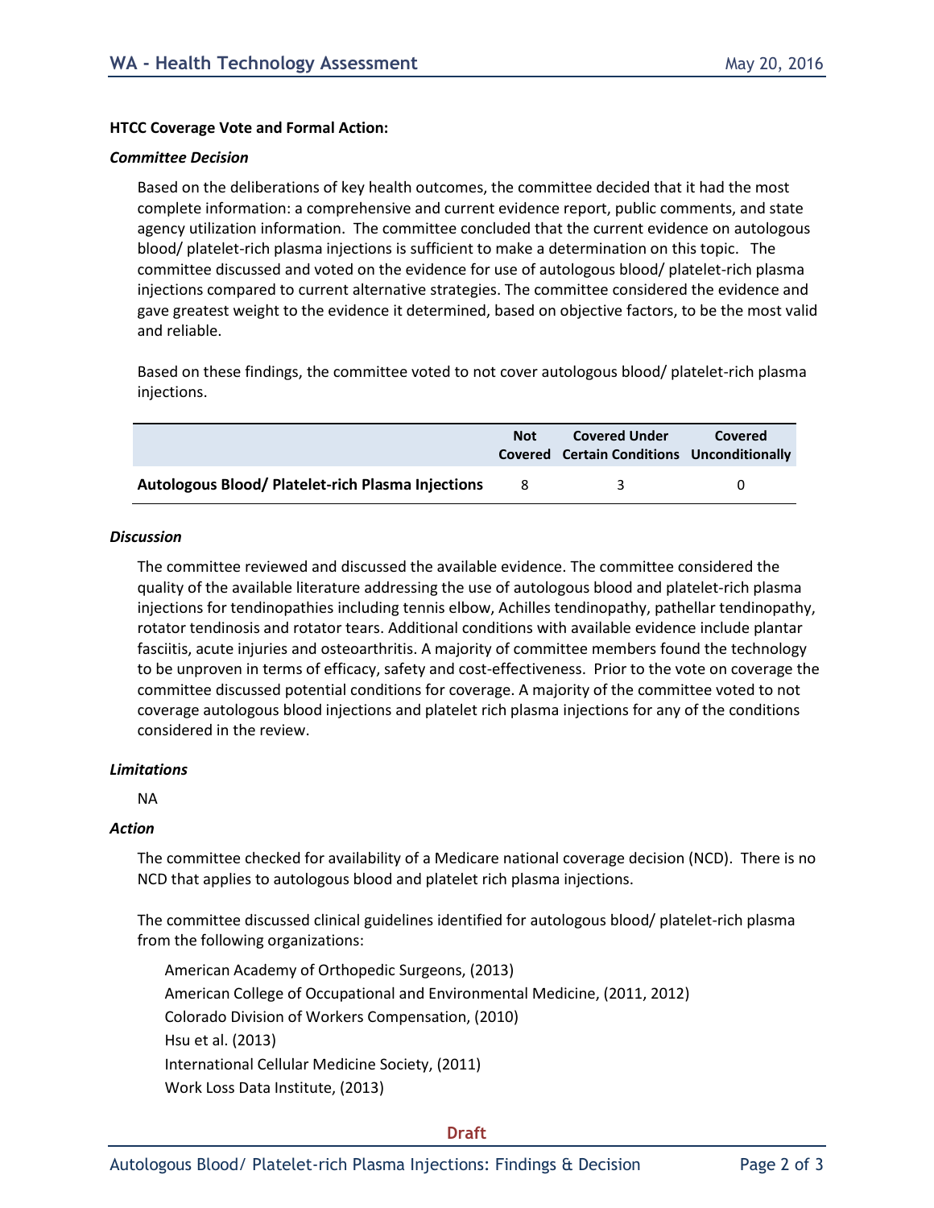**HTCC Coverage Vote and Formal Action:**

***Committee Decision***

Based on the deliberations of key health outcomes, the committee decided that it had the most complete information: a comprehensive and current evidence report, public comments, and state agency utilization information. The committee concluded that the current evidence on autologous blood/ platelet-rich plasma injections is sufficient to make a determination on this topic. The committee discussed and voted on the evidence for use of autologous blood/ platelet-rich plasma injections compared to current alternative strategies. The committee considered the evidence and gave greatest weight to the evidence it determined, based on objective factors, to be the most valid and reliable.

Based on these findings, the committee voted to not cover autologous blood/ platelet-rich plasma injections.

| | Not Covered | Covered Under Certain Conditions | Covered Unconditionally |
|---|---|---|---|
| **Autologous Blood/ Platelet-rich Plasma Injections** | 8 | 3 | 0 |

***Discussion***

The committee reviewed and discussed the available evidence. The committee considered the quality of the available literature addressing the use of autologous blood and platelet-rich plasma injections for tendinopathies including tennis elbow, Achilles tendinopathy, pathellar tendinopathy, rotator tendinosis and rotator tears. Additional conditions with available evidence include plantar fasciitis, acute injuries and osteoarthritis. A majority of committee members found the technology to be unproven in terms of efficacy, safety and cost-effectiveness. Prior to the vote on coverage the committee discussed potential conditions for coverage. A majority of the committee voted to not coverage autologous blood injections and platelet rich plasma injections for any of the conditions considered in the review.

***Limitations***

NA

***Action***

The committee checked for availability of a Medicare national coverage decision (NCD). There is no NCD that applies to autologous blood and platelet rich plasma injections.

The committee discussed clinical guidelines identified for autologous blood/ platelet-rich plasma from the following organizations:

- American Academy of Orthopedic Surgeons, (2013)
- American College of Occupational and Environmental Medicine, (2011, 2012)
- Colorado Division of Workers Compensation, (2010)
- Hsu et al. (2013)
- International Cellular Medicine Society, (2011)
- Work Loss Data Institute, (2013)

Draft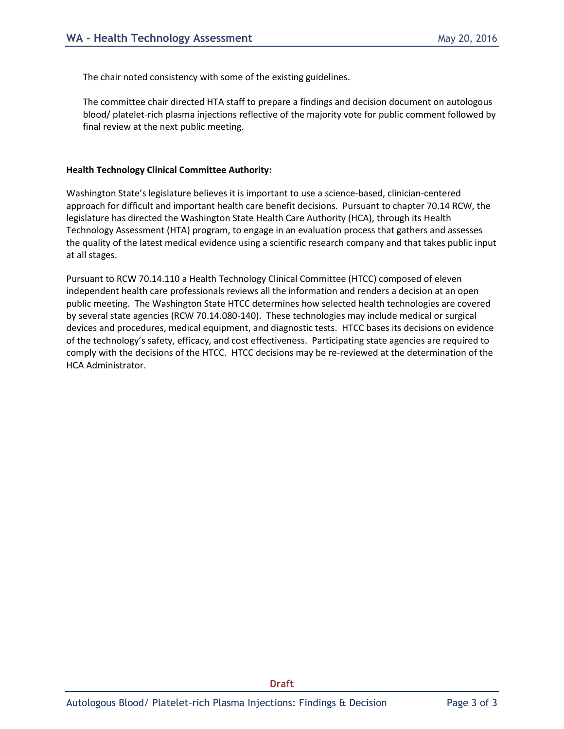The chair noted consistency with some of the existing guidelines.

The committee chair directed HTA staff to prepare a findings and decision document on autologous blood/ platelet-rich plasma injections reflective of the majority vote for public comment followed by final review at the next public meeting.

**Health Technology Clinical Committee Authority:**

Washington State's legislature believes it is important to use a science-based, clinician-centered approach for difficult and important health care benefit decisions. Pursuant to chapter 70.14 RCW, the legislature has directed the Washington State Health Care Authority (HCA), through its Health Technology Assessment (HTA) program, to engage in an evaluation process that gathers and assesses the quality of the latest medical evidence using a scientific research company and that takes public input at all stages.

Pursuant to RCW 70.14.110 a Health Technology Clinical Committee (HTCC) composed of eleven independent health care professionals reviews all the information and renders a decision at an open public meeting. The Washington State HTCC determines how selected health technologies are covered by several state agencies (RCW 70.14.080-140). These technologies may include medical or surgical devices and procedures, medical equipment, and diagnostic tests. HTCC bases its decisions on evidence of the technology's safety, efficacy, and cost effectiveness. Participating state agencies are required to comply with the decisions of the HTCC. HTCC decisions may be re-reviewed at the determination of the HCA Administrator.

Draft